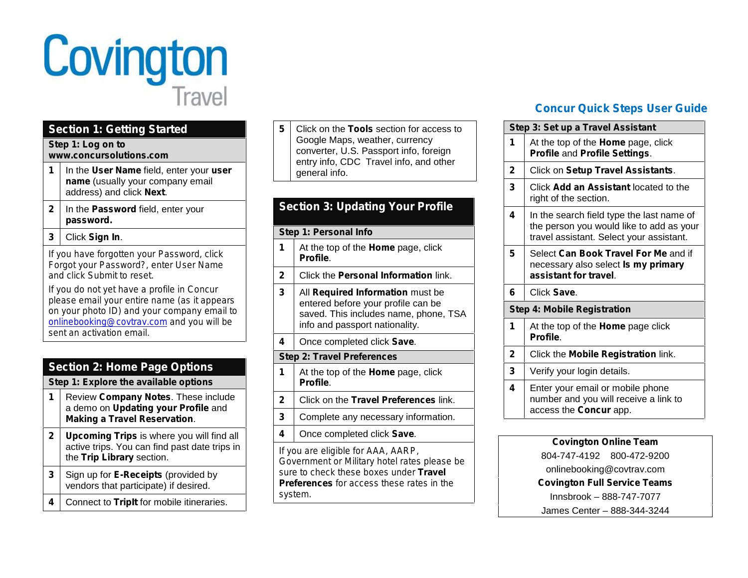# Covington Travel

## Concur Quick Steps User Guide

## Section 1: Getting Started

### Step 1: Log on to www.concursolutions.com

| | |
|---|---|
| 1 | In the **User Name** field, enter your **user name** (usually your company email address) and click **Next**. |
| 2 | In the **Password** field, enter your **password.** |
| 3 | Click **Sign In**. |

If you have forgotten your Password, click Forgot your Password?, enter User Name and click Submit to reset.

If you do not yet have a profile in Concur please email your entire name (as it appears on your photo ID) and your company email to onlinebooking@covtrav.com and you will be sent an activation email.

## Section 2: Home Page Options

### Step 1: Explore the available options

| | |
|---|---|
| 1 | Review **Company Notes**. These include a demo on **Updating your Profile** and **Making a Travel Reservation**. |
| 2 | **Upcoming Trips** is where you will find all active trips. You can find past date trips in the **Trip Library** section. |
| 3 | Sign up for **E-Receipts** (provided by vendors that participate) if desired. |
| 4 | Connect to **TripIt** for mobile itineraries. |
| 5 | Click on the **Tools** section for access to Google Maps, weather, currency converter, U.S. Passport info, foreign entry info, CDC Travel info, and other general info. |

## Section 3: Updating Your Profile

### Step 1: Personal Info

| | |
|---|---|
| 1 | At the top of the **Home** page, click **Profile**. |
| 2 | Click the **Personal Information** link. |
| 3 | All **Required Information** must be entered before your profile can be saved. This includes name, phone, TSA info and passport nationality. |
| 4 | Once completed click **Save**. |

### Step 2: Travel Preferences

| | |
|---|---|
| 1 | At the top of the **Home** page, click **Profile**. |
| 2 | Click on the **Travel Preferences** link. |
| 3 | Complete any necessary information. |
| 4 | Once completed click **Save**. |

If you are eligible for AAA, AARP, Government or Military hotel rates please be sure to check these boxes under **Travel Preferences** for access these rates in the system.

### Step 3: Set up a Travel Assistant

| | |
|---|---|
| 1 | At the top of the **Home** page, click **Profile** and **Profile Settings**. |
| 2 | Click on **Setup Travel Assistants**. |
| 3 | Click **Add an Assistant** located to the right of the section. |
| 4 | In the search field type the last name of the person you would like to add as your travel assistant. Select your assistant. |
| 5 | Select **Can Book Travel For Me** and if necessary also select **Is my primary assistant for travel**. |
| 6 | Click **Save**. |

### Step 4: Mobile Registration

| | |
|---|---|
| 1 | At the top of the **Home** page click **Profile**. |
| 2 | Click the **Mobile Registration** link. |
| 3 | Verify your login details. |
| 4 | Enter your email or mobile phone number and you will receive a link to access the **Concur** app. |

**Covington Online Team**
804-747-4192 800-472-9200
onlinebooking@covtrav.com

**Covington Full Service Teams**
Innsbrook – 888-747-7077
James Center – 888-344-3244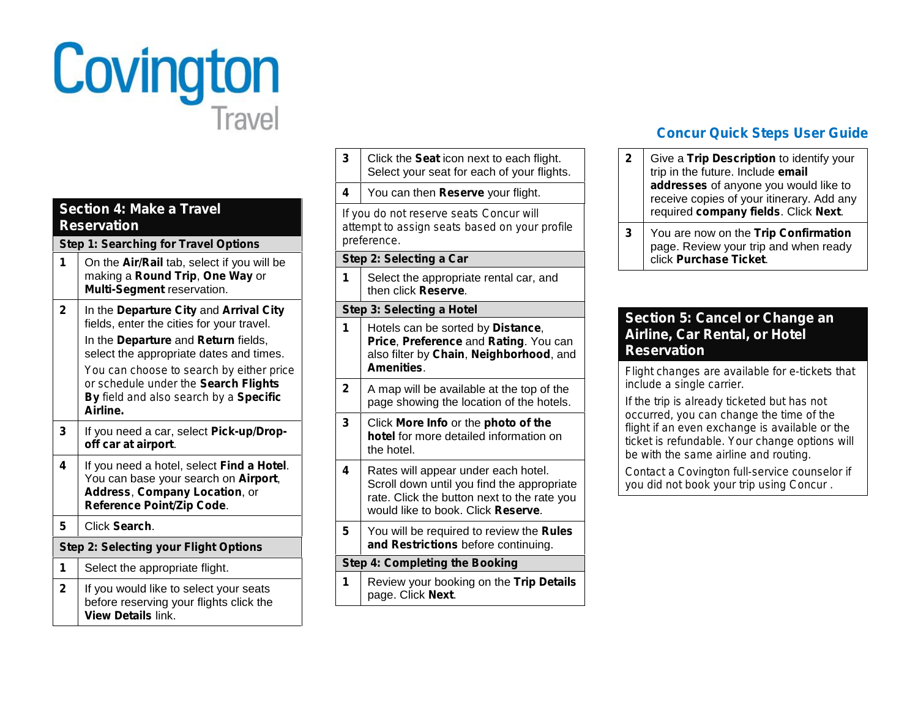# Covington Travel

**Concur Quick Steps User Guide**

## Section 4: Make a Travel Reservation

### Step 1: Searching for Travel Options

| | |
|---|---|
| **1** | On the **Air/Rail** tab, select if you will be making a **Round Trip**, **One Way** or **Multi-Segment** reservation. |
| **2** | In the **Departure City** and **Arrival City** fields, enter the cities for your travel. In the **Departure** and **Return** fields, select the appropriate dates and times. You can choose to search by either price or schedule under the **Search Flights By** field and also search by a **Specific Airline.** |
| **3** | If you need a car, select **Pick-up/Drop-off car at airport**. |
| **4** | If you need a hotel, select **Find a Hotel**. You can base your search on **Airport**, **Address**, **Company Location**, or **Reference Point/Zip Code**. |
| **5** | Click **Search**. |

### Step 2: Selecting your Flight Options

| | |
|---|---|
| **1** | Select the appropriate flight. |
| **2** | If you would like to select your seats before reserving your flights click the **View Details** link. |
| **3** | Click the **Seat** icon next to each flight. Select your seat for each of your flights. |
| **4** | You can then **Reserve** your flight. |

If you do not reserve seats Concur will attempt to assign seats based on your profile preference.

### Step 2: Selecting a Car

| | |
|---|---|
| **1** | Select the appropriate rental car, and then click **Reserve**. |

### Step 3: Selecting a Hotel

| | |
|---|---|
| **1** | Hotels can be sorted by **Distance**, **Price**, **Preference** and **Rating**. You can also filter by **Chain**, **Neighborhood**, and **Amenities**. |
| **2** | A map will be available at the top of the page showing the location of the hotels. |
| **3** | Click **More Info** or the **photo of the hotel** for more detailed information on the hotel. |
| **4** | Rates will appear under each hotel. Scroll down until you find the appropriate rate. Click the button next to the rate you would like to book. Click **Reserve**. |
| **5** | You will be required to review the **Rules and Restrictions** before continuing. |

### Step 4: Completing the Booking

| | |
|---|---|
| **1** | Review your booking on the **Trip Details** page. Click **Next**. |
| **2** | Give a **Trip Description** to identify your trip in the future. Include **email addresses** of anyone you would like to receive copies of your itinerary. Add any required **company fields**. Click **Next**. |
| **3** | You are now on the **Trip Confirmation** page. Review your trip and when ready click **Purchase Ticket**. |

## Section 5: Cancel or Change an Airline, Car Rental, or Hotel Reservation

Flight changes are available for e-tickets that include a single carrier.

If the trip is already ticketed but has not occurred, you can change the time of the flight if an even exchange is available or the ticket is refundable. Your change options will be with the same airline and routing.

Contact a Covington full-service counselor if you did not book your trip using Concur .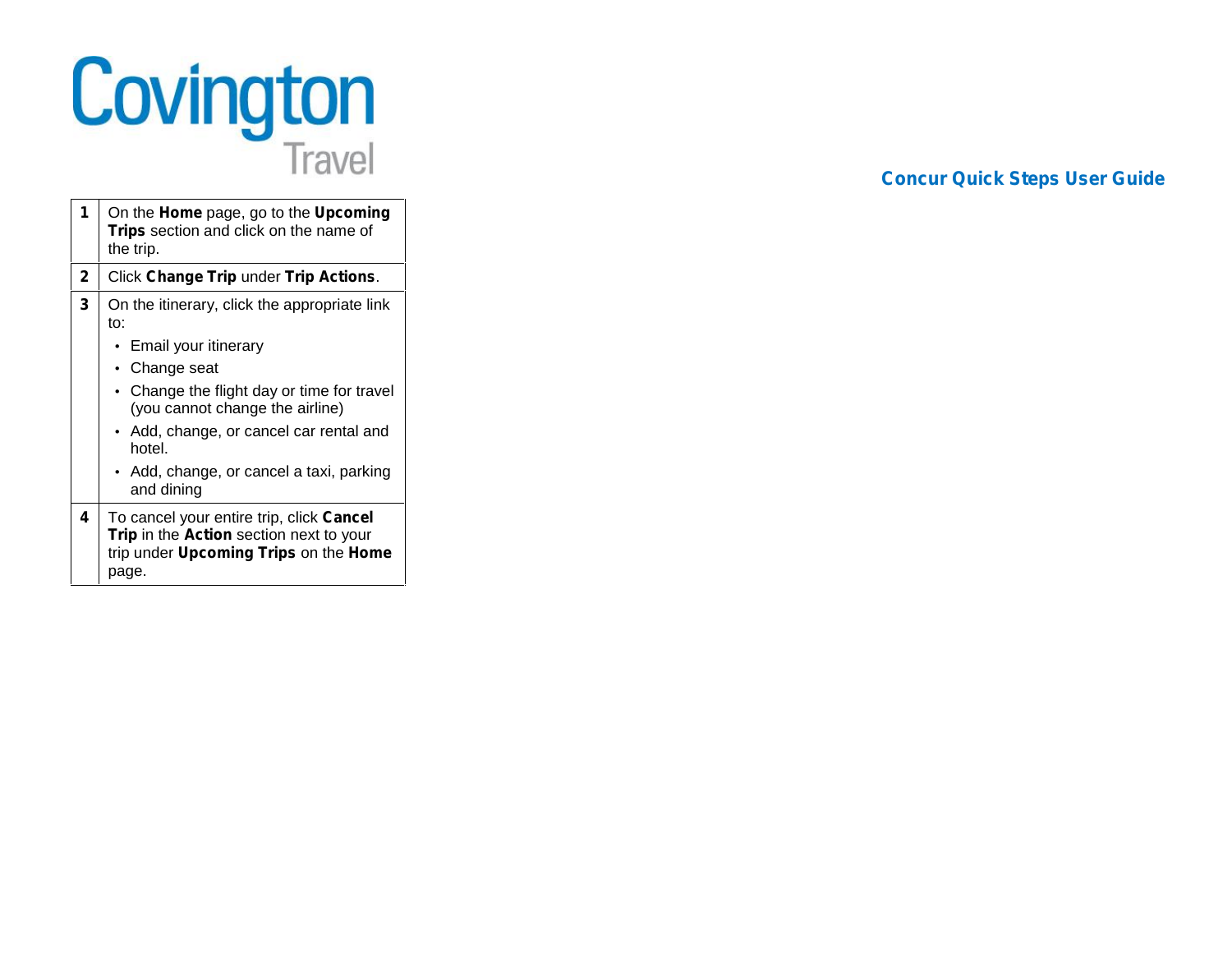Covington Travel

**Concur Quick Steps User Guide**

| | |
|---|---|
| **1** | On the **Home** page, go to the **Upcoming Trips** section and click on the name of the trip. |
| **2** | Click **Change Trip** under **Trip Actions**. |
| **3** | On the itinerary, click the appropriate link to:<br>• Email your itinerary<br>• Change seat<br>• Change the flight day or time for travel (you cannot change the airline)<br>• Add, change, or cancel car rental and hotel.<br>• Add, change, or cancel a taxi, parking and dining |
| **4** | To cancel your entire trip, click **Cancel Trip** in the **Action** section next to your trip under **Upcoming Trips** on the **Home** page. |